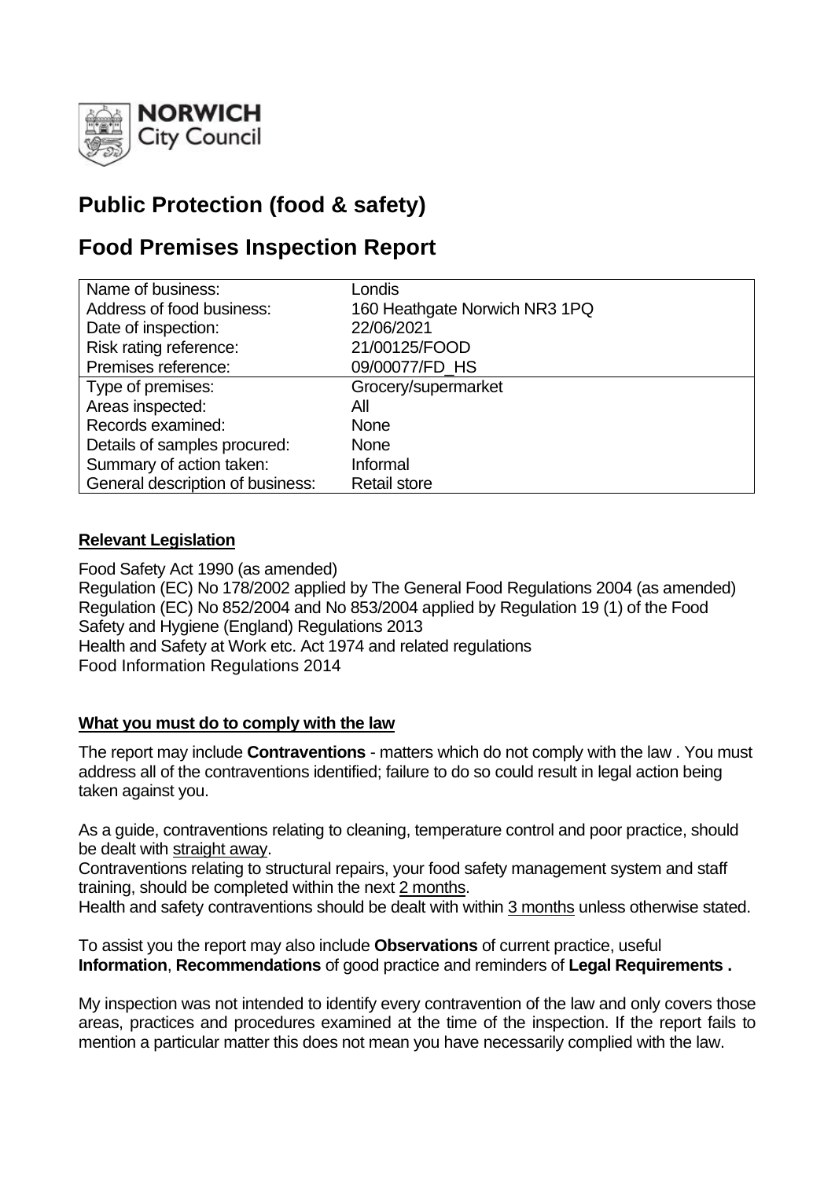NORWICH City Council

# Public Protection (food & safety)

# Food Premises Inspection Report

| Name of business: | Londis |
|---|---|
| Address of food business: | 160 Heathgate Norwich NR3 1PQ |
| Date of inspection: | 22/06/2021 |
| Risk rating reference: | 21/00125/FOOD |
| Premises reference: | 09/00077/FD_HS |
| Type of premises: | Grocery/supermarket |
| Areas inspected: | All |
| Records examined: | None |
| Details of samples procured: | None |
| Summary of action taken: | Informal |
| General description of business: | Retail store |

**Relevant Legislation**

Food Safety Act 1990 (as amended)
Regulation (EC) No 178/2002 applied by The General Food Regulations 2004 (as amended)
Regulation (EC) No 852/2004 and No 853/2004 applied by Regulation 19 (1) of the Food Safety and Hygiene (England) Regulations 2013
Health and Safety at Work etc. Act 1974 and related regulations
Food Information Regulations 2014

**What you must do to comply with the law**

The report may include **Contraventions** - matters which do not comply with the law . You must address all of the contraventions identified; failure to do so could result in legal action being taken against you.

As a guide, contraventions relating to cleaning, temperature control and poor practice, should be dealt with straight away.
Contraventions relating to structural repairs, your food safety management system and staff training, should be completed within the next 2 months.
Health and safety contraventions should be dealt with within 3 months unless otherwise stated.

To assist you the report may also include **Observations** of current practice, useful **Information**, **Recommendations** of good practice and reminders of **Legal Requirements .**

My inspection was not intended to identify every contravention of the law and only covers those areas, practices and procedures examined at the time of the inspection. If the report fails to mention a particular matter this does not mean you have necessarily complied with the law.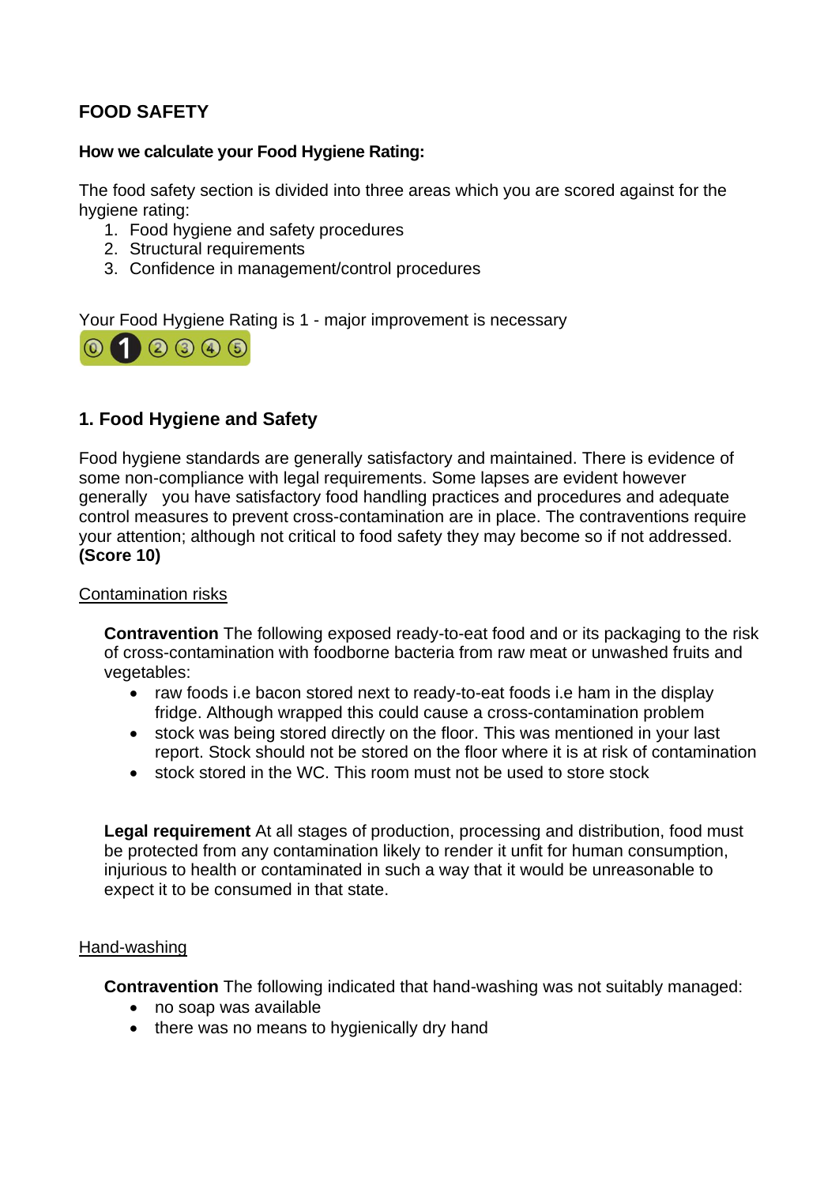## FOOD SAFETY

**How we calculate your Food Hygiene Rating:**

The food safety section is divided into three areas which you are scored against for the hygiene rating:

1. Food hygiene and safety procedures
2. Structural requirements
3. Confidence in management/control procedures

Your Food Hygiene Rating is 1 - major improvement is necessary

### 1. Food Hygiene and Safety

Food hygiene standards are generally satisfactory and maintained. There is evidence of some non-compliance with legal requirements. Some lapses are evident however generally you have satisfactory food handling practices and procedures and adequate control measures to prevent cross-contamination are in place. The contraventions require your attention; although not critical to food safety they may become so if not addressed. **(Score 10)**

Contamination risks

**Contravention** The following exposed ready-to-eat food and or its packaging to the risk of cross-contamination with foodborne bacteria from raw meat or unwashed fruits and vegetables:

- raw foods i.e bacon stored next to ready-to-eat foods i.e ham in the display fridge. Although wrapped this could cause a cross-contamination problem
- stock was being stored directly on the floor. This was mentioned in your last report. Stock should not be stored on the floor where it is at risk of contamination
- stock stored in the WC. This room must not be used to store stock

**Legal requirement** At all stages of production, processing and distribution, food must be protected from any contamination likely to render it unfit for human consumption, injurious to health or contaminated in such a way that it would be unreasonable to expect it to be consumed in that state.

Hand-washing

**Contravention** The following indicated that hand-washing was not suitably managed:

- no soap was available
- there was no means to hygienically dry hand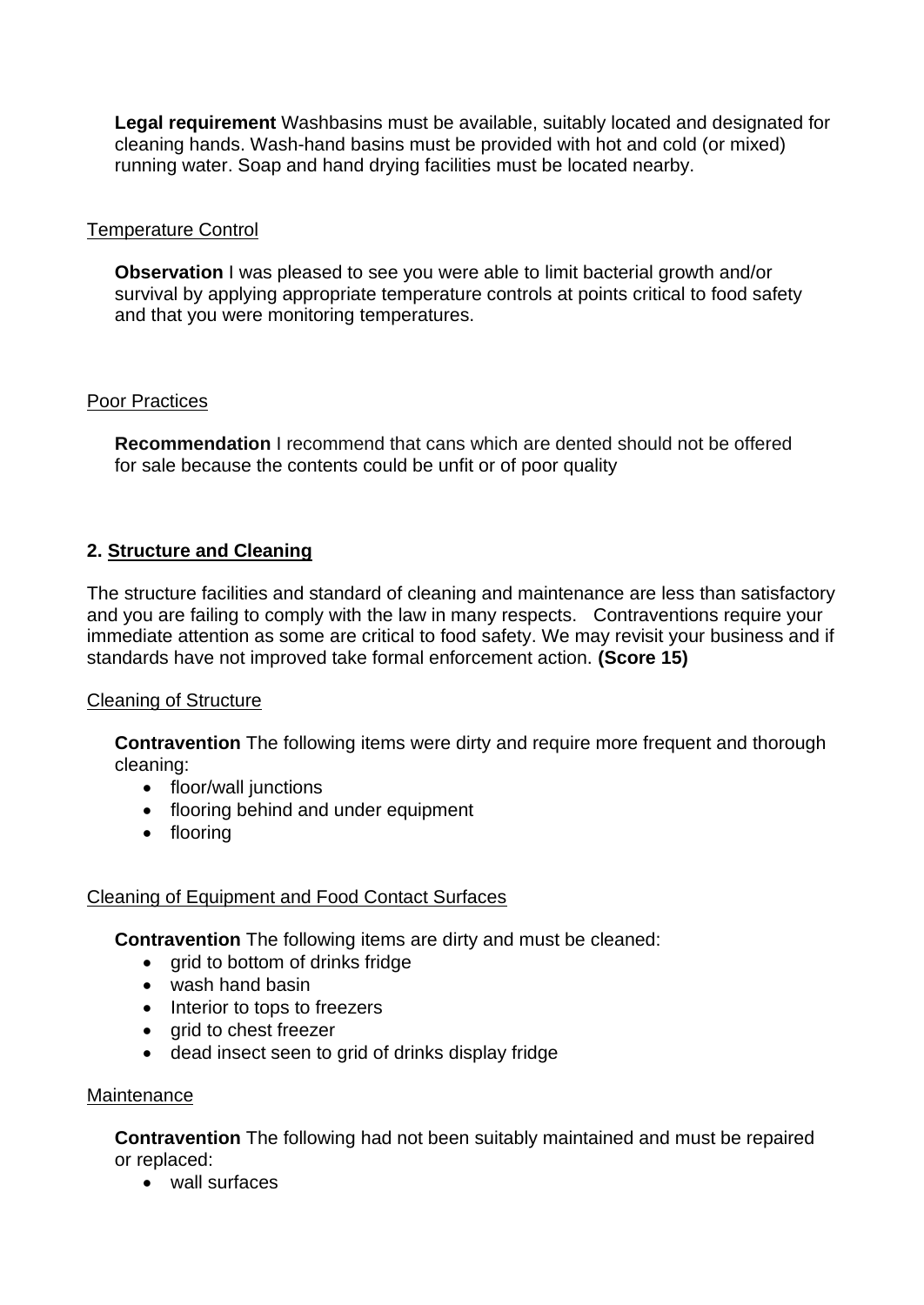**Legal requirement** Washbasins must be available, suitably located and designated for cleaning hands. Wash-hand basins must be provided with hot and cold (or mixed) running water. Soap and hand drying facilities must be located nearby.

Temperature Control

**Observation** I was pleased to see you were able to limit bacterial growth and/or survival by applying appropriate temperature controls at points critical to food safety and that you were monitoring temperatures.

Poor Practices

**Recommendation** I recommend that cans which are dented should not be offered for sale because the contents could be unfit or of poor quality

## 2. Structure and Cleaning

The structure facilities and standard of cleaning and maintenance are less than satisfactory and you are failing to comply with the law in many respects. Contraventions require your immediate attention as some are critical to food safety. We may revisit your business and if standards have not improved take formal enforcement action. **(Score 15)**

Cleaning of Structure

**Contravention** The following items were dirty and require more frequent and thorough cleaning:

- floor/wall junctions
- flooring behind and under equipment
- flooring

Cleaning of Equipment and Food Contact Surfaces

**Contravention** The following items are dirty and must be cleaned:

- grid to bottom of drinks fridge
- wash hand basin
- Interior to tops to freezers
- grid to chest freezer
- dead insect seen to grid of drinks display fridge

Maintenance

**Contravention** The following had not been suitably maintained and must be repaired or replaced:

- wall surfaces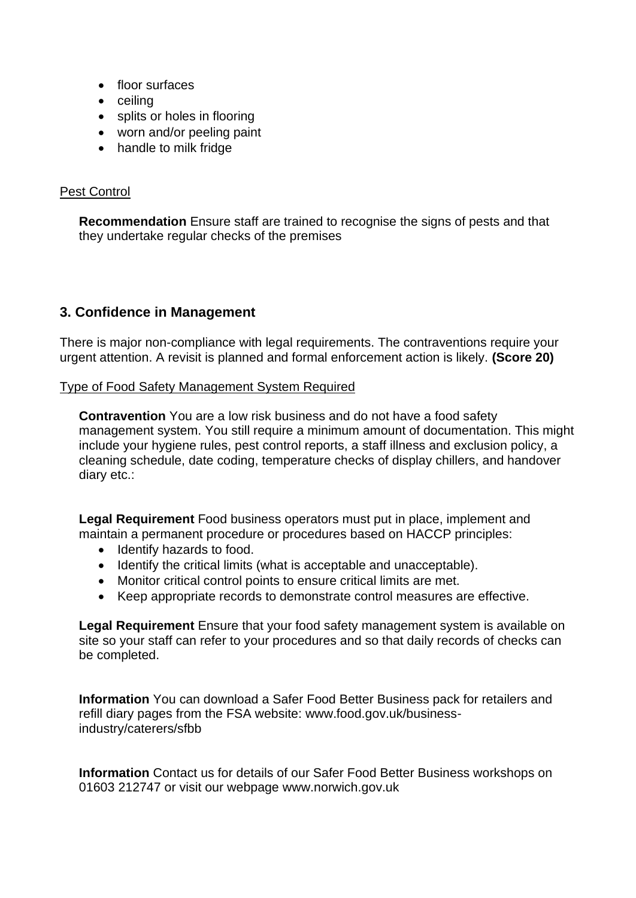- floor surfaces
- ceiling
- splits or holes in flooring
- worn and/or peeling paint
- handle to milk fridge

Pest Control

**Recommendation** Ensure staff are trained to recognise the signs of pests and that they undertake regular checks of the premises

## 3. Confidence in Management

There is major non-compliance with legal requirements. The contraventions require your urgent attention. A revisit is planned and formal enforcement action is likely. **(Score 20)**

Type of Food Safety Management System Required

**Contravention** You are a low risk business and do not have a food safety management system. You still require a minimum amount of documentation. This might include your hygiene rules, pest control reports, a staff illness and exclusion policy, a cleaning schedule, date coding, temperature checks of display chillers, and handover diary etc.:

**Legal Requirement** Food business operators must put in place, implement and maintain a permanent procedure or procedures based on HACCP principles:

- Identify hazards to food.
- Identify the critical limits (what is acceptable and unacceptable).
- Monitor critical control points to ensure critical limits are met.
- Keep appropriate records to demonstrate control measures are effective.

**Legal Requirement** Ensure that your food safety management system is available on site so your staff can refer to your procedures and so that daily records of checks can be completed.

**Information** You can download a Safer Food Better Business pack for retailers and refill diary pages from the FSA website: www.food.gov.uk/business-industry/caterers/sfbb

**Information** Contact us for details of our Safer Food Better Business workshops on 01603 212747 or visit our webpage www.norwich.gov.uk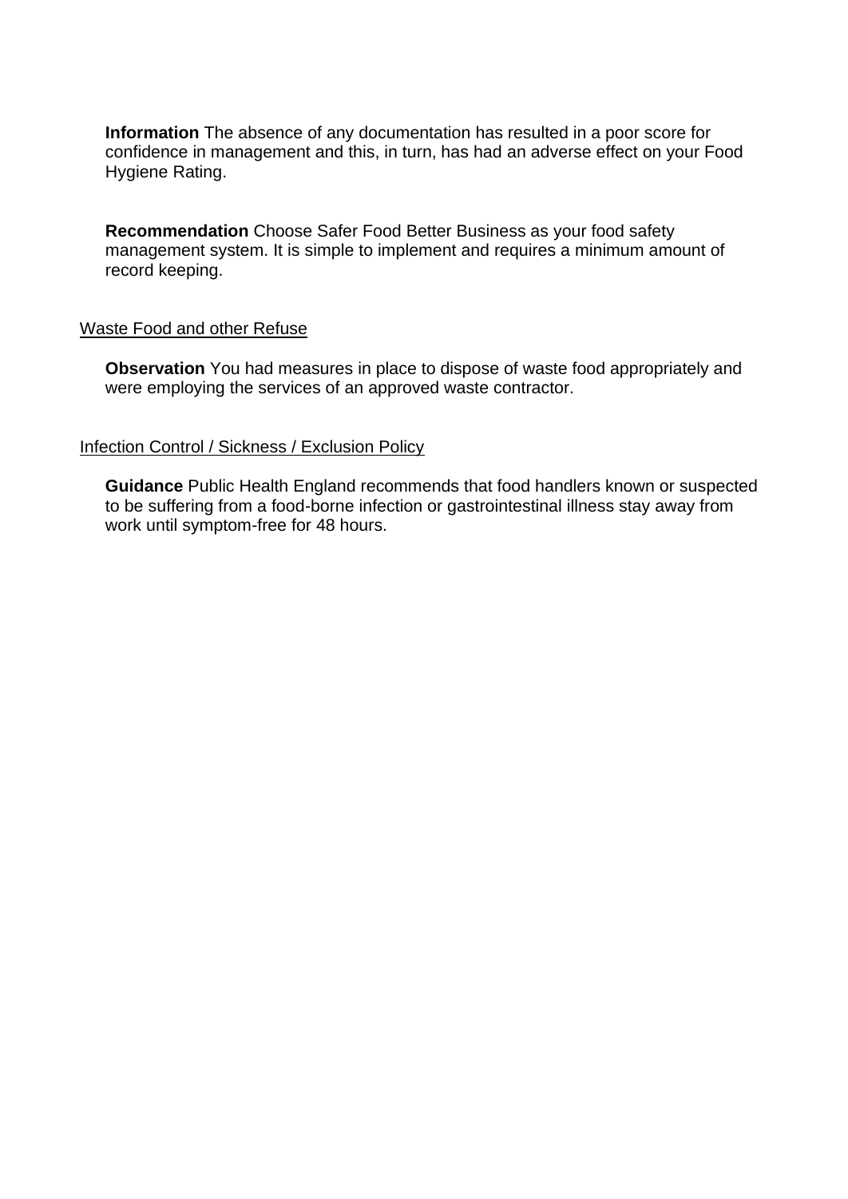**Information** The absence of any documentation has resulted in a poor score for confidence in management and this, in turn, has had an adverse effect on your Food Hygiene Rating.

**Recommendation** Choose Safer Food Better Business as your food safety management system. It is simple to implement and requires a minimum amount of record keeping.

<u>Waste Food and other Refuse</u>

**Observation** You had measures in place to dispose of waste food appropriately and were employing the services of an approved waste contractor.

<u>Infection Control / Sickness / Exclusion Policy</u>

**Guidance** Public Health England recommends that food handlers known or suspected to be suffering from a food-borne infection or gastrointestinal illness stay away from work until symptom-free for 48 hours.